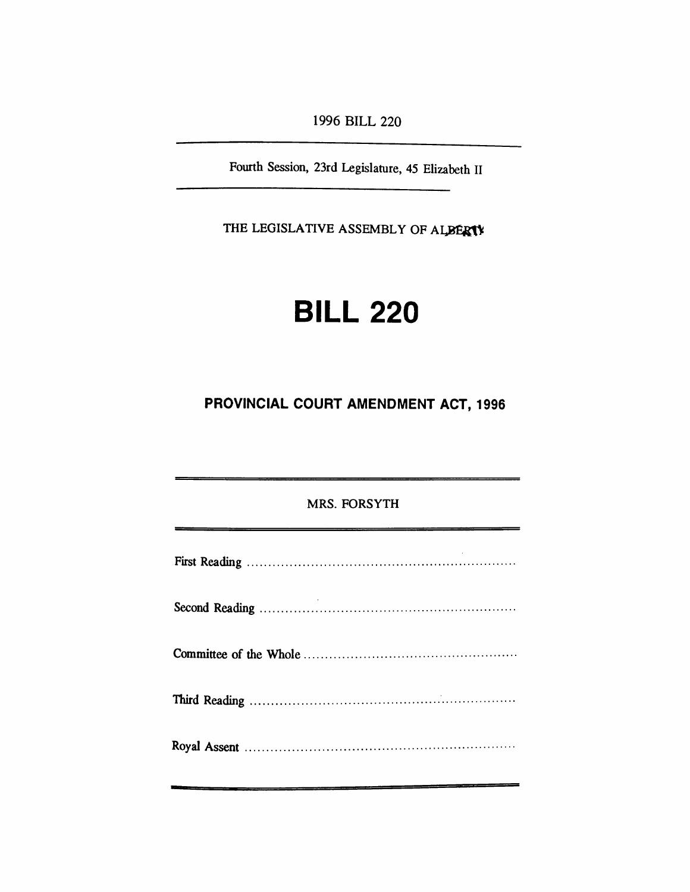1996 BILL 220

Fourth Session, 23rd Legislature, 45 Elizabeth II

THE LEGISLATIVE ASSEMBLY OF ALBERTA

# BILL 220

## PROVINCIAL COURT AMENDMENT ACT, 1996

MRS. FORSYTH

First Reading ..............................................................

Second Reading ..............................................................

Committee of the Whole ..............................................................

Third Reading ..............................................................

Royal Assent ..............................................................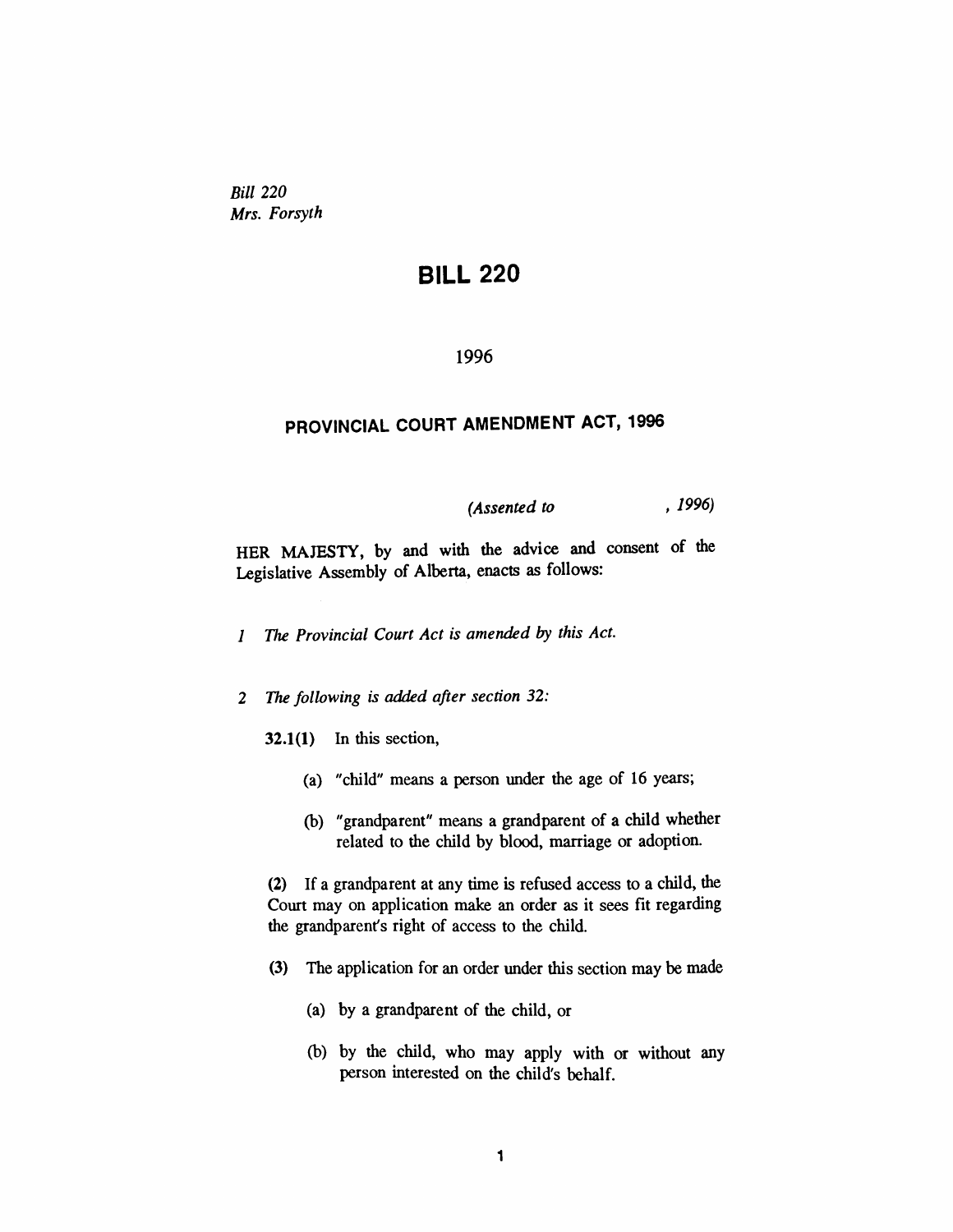*Bill 220*
*Mrs. Forsyth*

# BILL 220

1996

## PROVINCIAL COURT AMENDMENT ACT, 1996

*(Assented to , 1996)*

HER MAJESTY, by and with the advice and consent of the Legislative Assembly of Alberta, enacts as follows:

*1 The Provincial Court Act is amended by this Act.*

*2 The following is added after section 32:*

**32.1(1)** In this section,

(a) "child" means a person under the age of 16 years;

(b) "grandparent" means a grandparent of a child whether related to the child by blood, marriage or adoption.

**(2)** If a grandparent at any time is refused access to a child, the Court may on application make an order as it sees fit regarding the grandparent's right of access to the child.

**(3)** The application for an order under this section may be made

(a) by a grandparent of the child, or

(b) by the child, who may apply with or without any person interested on the child's behalf.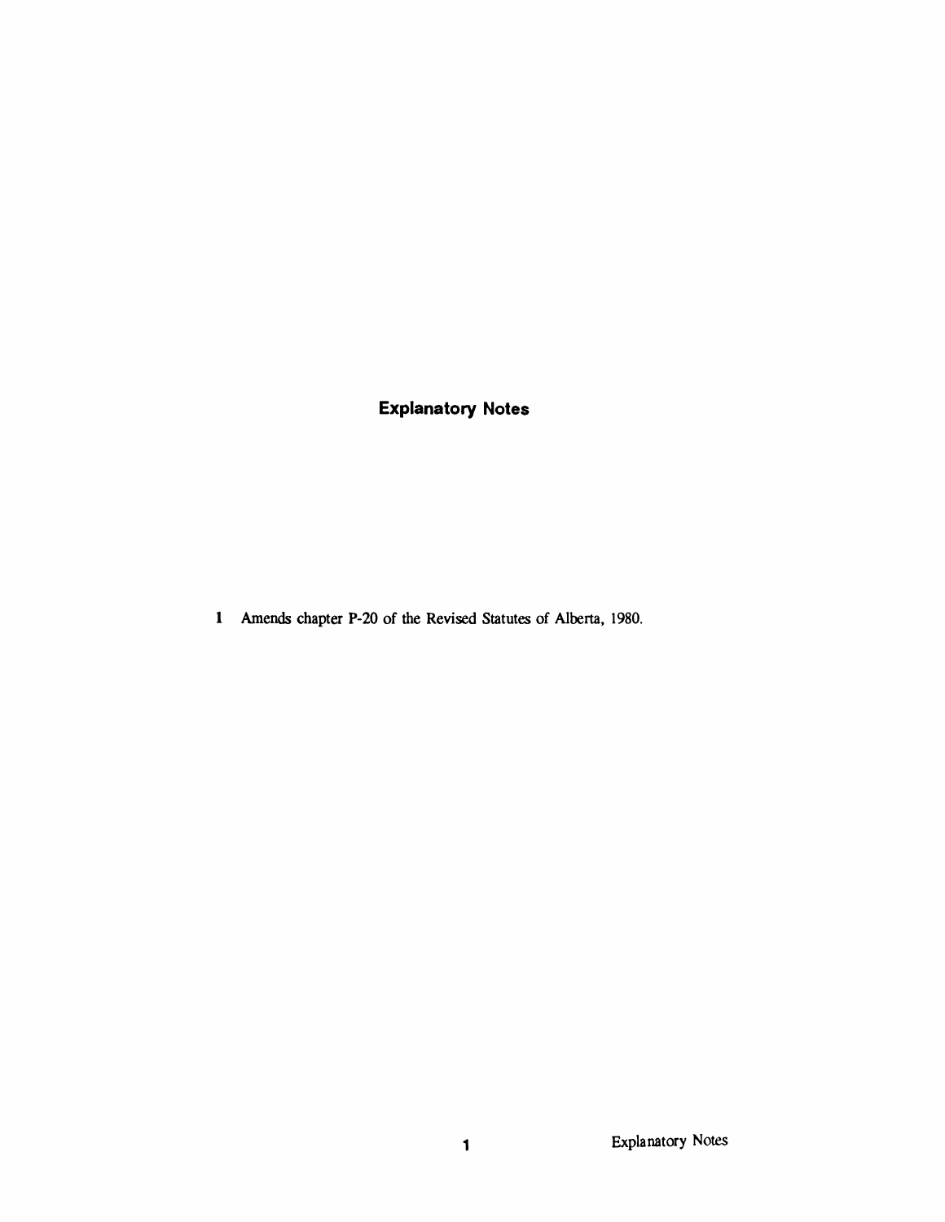## Explanatory Notes

**1** Amends chapter P-20 of the Revised Statutes of Alberta, 1980.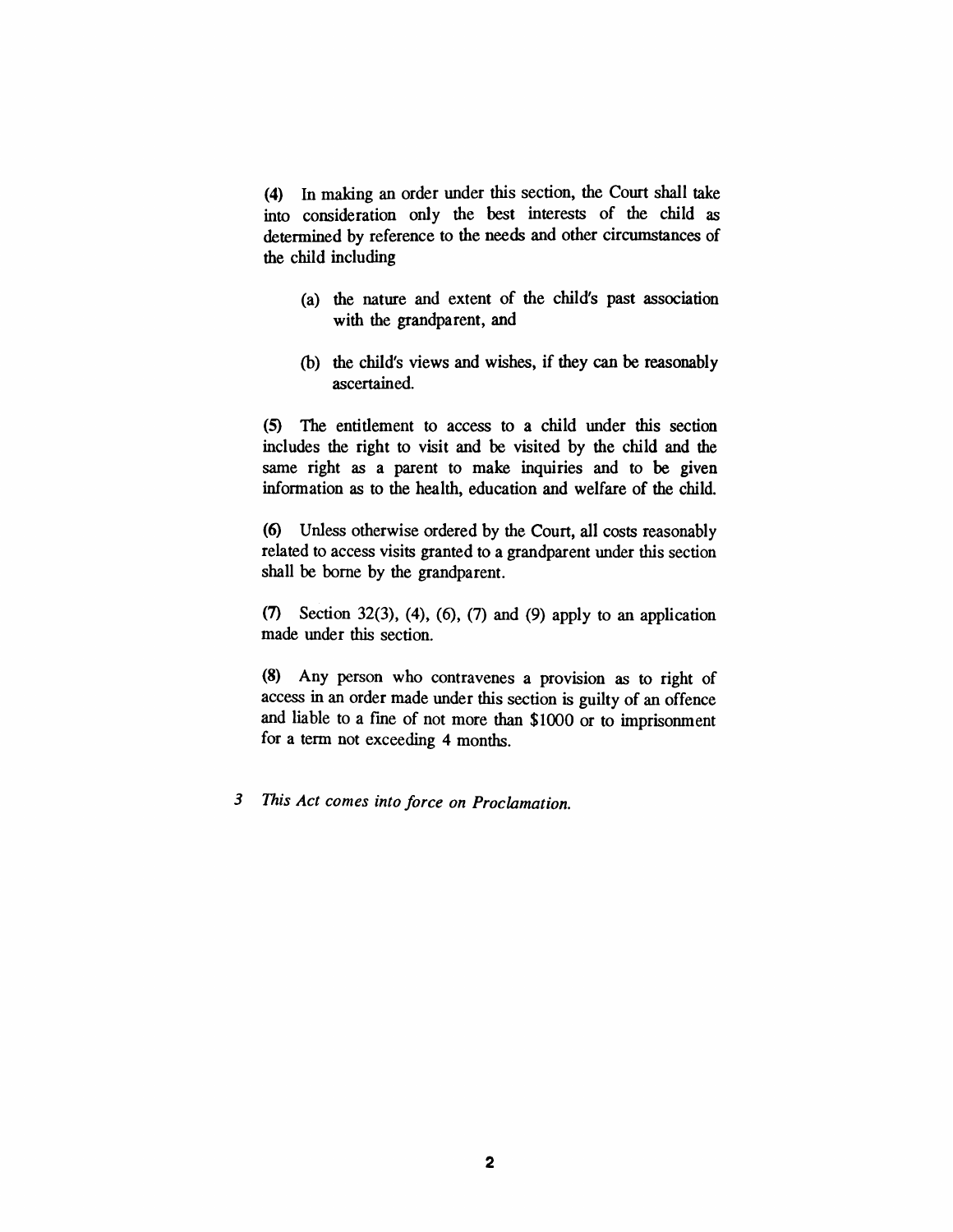(4) In making an order under this section, the Court shall take into consideration only the best interests of the child as determined by reference to the needs and other circumstances of the child including

(a) the nature and extent of the child's past association with the grandparent, and

(b) the child's views and wishes, if they can be reasonably ascertained.

(5) The entitlement to access to a child under this section includes the right to visit and be visited by the child and the same right as a parent to make inquiries and to be given information as to the health, education and welfare of the child.

(6) Unless otherwise ordered by the Court, all costs reasonably related to access visits granted to a grandparent under this section shall be borne by the grandparent.

(7) Section 32(3), (4), (6), (7) and (9) apply to an application made under this section.

(8) Any person who contravenes a provision as to right of access in an order made under this section is guilty of an offence and liable to a fine of not more than $1000 or to imprisonment for a term not exceeding 4 months.

*3 This Act comes into force on Proclamation.*